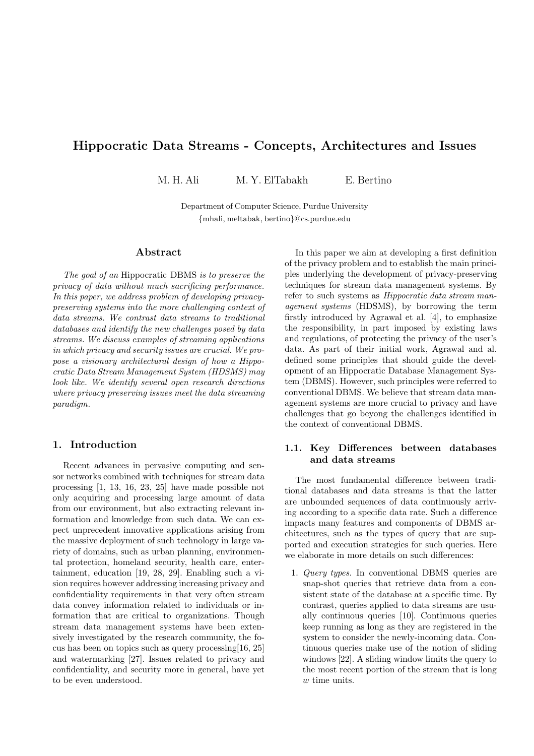# Hippocratic Data Streams - Concepts, Architectures and Issues

M. H. Ali    M. Y. ElTabakh    E. Bertino

Department of Computer Science, Purdue University
{mhali, meltabak, bertino}@cs.purdue.edu

## Abstract

*The goal of an* Hippocratic DBMS *is to preserve the privacy of data without much sacrificing performance. In this paper, we address problem of developing privacy-preserving systems into the more challenging context of data streams. We contrast data streams to traditional databases and identify the new challenges posed by data streams. We discuss examples of streaming applications in which privacy and security issues are crucial. We propose a visionary architectural design of how a Hippocratic Data Stream Management System (HDSMS) may look like. We identify several open research directions where privacy preserving issues meet the data streaming paradigm.*

## 1. Introduction

Recent advances in pervasive computing and sensor networks combined with techniques for stream data processing [1, 13, 16, 23, 25] have made possible not only acquiring and processing large amount of data from our environment, but also extracting relevant information and knowledge from such data. We can expect unprecedent innovative applications arising from the massive deployment of such technology in large variety of domains, such as urban planning, environmental protection, homeland security, health care, entertainment, education [19, 28, 29]. Enabling such a vision requires however addressing increasing privacy and confidentiality requirements in that very often stream data convey information related to individuals or information that are critical to organizations. Though stream data management systems have been extensively investigated by the research community, the focus has been on topics such as query processing[16, 25] and watermarking [27]. Issues related to privacy and confidentiality, and security more in general, have yet to be even understood.

In this paper we aim at developing a first definition of the privacy problem and to establish the main principles underlying the development of privacy-preserving techniques for stream data management systems. By refer to such systems as *Hippocratic data stream management systems* (HDSMS), by borrowing the term firstly introduced by Agrawal et al. [4], to emphasize the responsibility, in part imposed by existing laws and regulations, of protecting the privacy of the user's data. As part of their initial work, Agrawal and al. defined some principles that should guide the development of an Hippocratic Database Management System (DBMS). However, such principles were referred to conventional DBMS. We believe that stream data management systems are more crucial to privacy and have challenges that go beyong the challenges identified in the context of conventional DBMS.

### 1.1. Key Differences between databases and data streams

The most fundamental difference between traditional databases and data streams is that the latter are unbounded sequences of data continuously arriving according to a specific data rate. Such a difference impacts many features and components of DBMS architectures, such as the types of query that are supported and execution strategies for such queries. Here we elaborate in more details on such differences:

1. *Query types.* In conventional DBMS queries are snap-shot queries that retrieve data from a consistent state of the database at a specific time. By contrast, queries applied to data streams are usually continuous queries [10]. Continuous queries keep running as long as they are registered in the system to consider the newly-incoming data. Continuous queries make use of the notion of sliding windows [22]. A sliding window limits the query to the most recent portion of the stream that is long $w$ time units.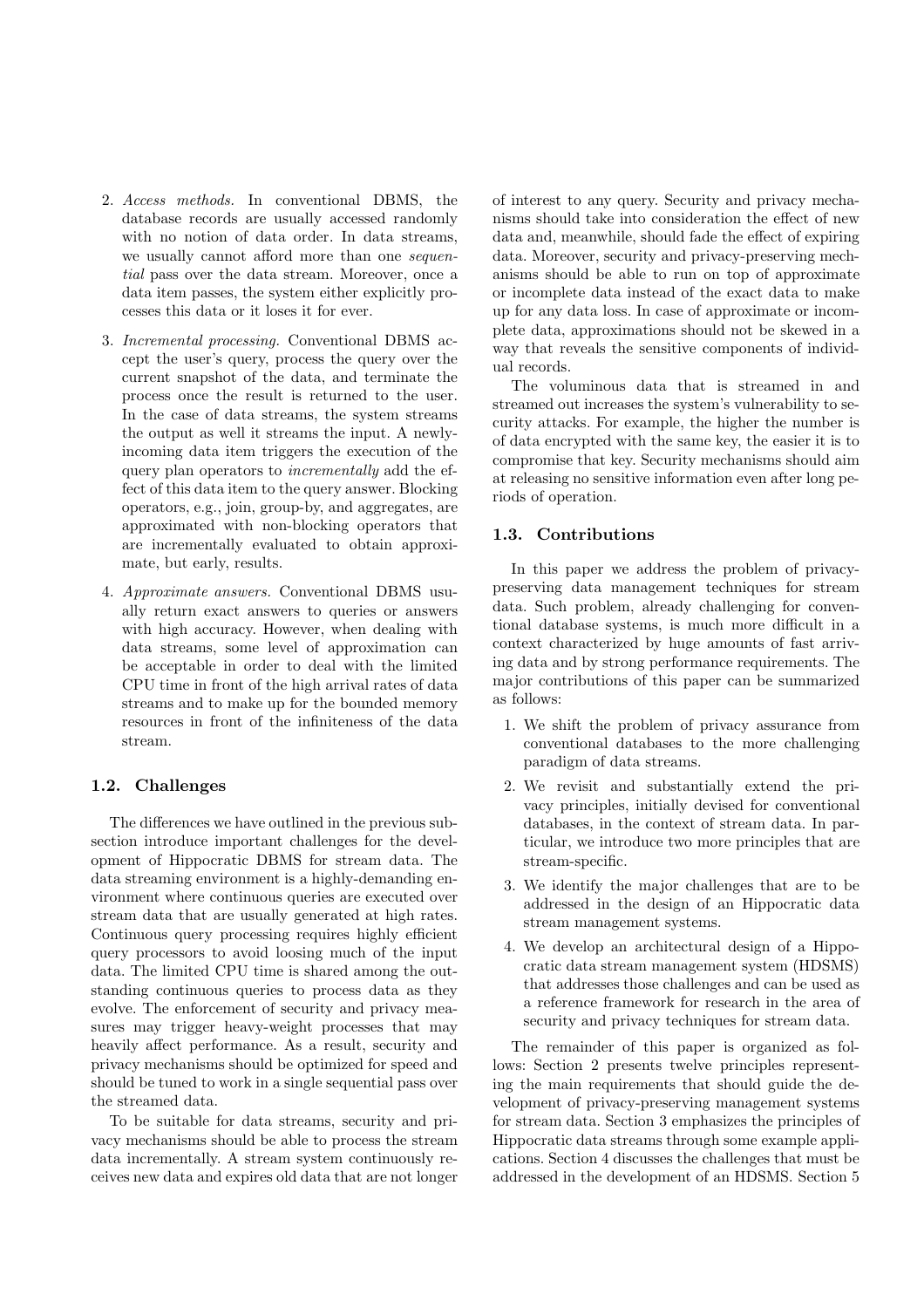2. *Access methods.* In conventional DBMS, the database records are usually accessed randomly with no notion of data order. In data streams, we usually cannot afford more than one *sequential* pass over the data stream. Moreover, once a data item passes, the system either explicitly processes this data or it loses it for ever.

3. *Incremental processing.* Conventional DBMS accept the user's query, process the query over the current snapshot of the data, and terminate the process once the result is returned to the user. In the case of data streams, the system streams the output as well it streams the input. A newly-incoming data item triggers the execution of the query plan operators to *incrementally* add the effect of this data item to the query answer. Blocking operators, e.g., join, group-by, and aggregates, are approximated with non-blocking operators that are incrementally evaluated to obtain approximate, but early, results.

4. *Approximate answers.* Conventional DBMS usually return exact answers to queries or answers with high accuracy. However, when dealing with data streams, some level of approximation can be acceptable in order to deal with the limited CPU time in front of the high arrival rates of data streams and to make up for the bounded memory resources in front of the infiniteness of the data stream.

### 1.2. Challenges

The differences we have outlined in the previous subsection introduce important challenges for the development of Hippocratic DBMS for stream data. The data streaming environment is a highly-demanding environment where continuous queries are executed over stream data that are usually generated at high rates. Continuous query processing requires highly efficient query processors to avoid loosing much of the input data. The limited CPU time is shared among the outstanding continuous queries to process data as they evolve. The enforcement of security and privacy measures may trigger heavy-weight processes that may heavily affect performance. As a result, security and privacy mechanisms should be optimized for speed and should be tuned to work in a single sequential pass over the streamed data.

To be suitable for data streams, security and privacy mechanisms should be able to process the stream data incrementally. A stream system continuously receives new data and expires old data that are not longer of interest to any query. Security and privacy mechanisms should take into consideration the effect of new data and, meanwhile, should fade the effect of expiring data. Moreover, security and privacy-preserving mechanisms should be able to run on top of approximate or incomplete data instead of the exact data to make up for any data loss. In case of approximate or incomplete data, approximations should not be skewed in a way that reveals the sensitive components of individual records.

The voluminous data that is streamed in and streamed out increases the system's vulnerability to security attacks. For example, the higher the number is of data encrypted with the same key, the easier it is to compromise that key. Security mechanisms should aim at releasing no sensitive information even after long periods of operation.

### 1.3. Contributions

In this paper we address the problem of privacy-preserving data management techniques for stream data. Such problem, already challenging for conventional database systems, is much more difficult in a context characterized by huge amounts of fast arriving data and by strong performance requirements. The major contributions of this paper can be summarized as follows:

1. We shift the problem of privacy assurance from conventional databases to the more challenging paradigm of data streams.
2. We revisit and substantially extend the privacy principles, initially devised for conventional databases, in the context of stream data. In particular, we introduce two more principles that are stream-specific.
3. We identify the major challenges that are to be addressed in the design of an Hippocratic data stream management systems.
4. We develop an architectural design of a Hippocratic data stream management system (HDSMS) that addresses those challenges and can be used as a reference framework for research in the area of security and privacy techniques for stream data.

The remainder of this paper is organized as follows: Section 2 presents twelve principles representing the main requirements that should guide the development of privacy-preserving management systems for stream data. Section 3 emphasizes the principles of Hippocratic data streams through some example applications. Section 4 discusses the challenges that must be addressed in the development of an HDSMS. Section 5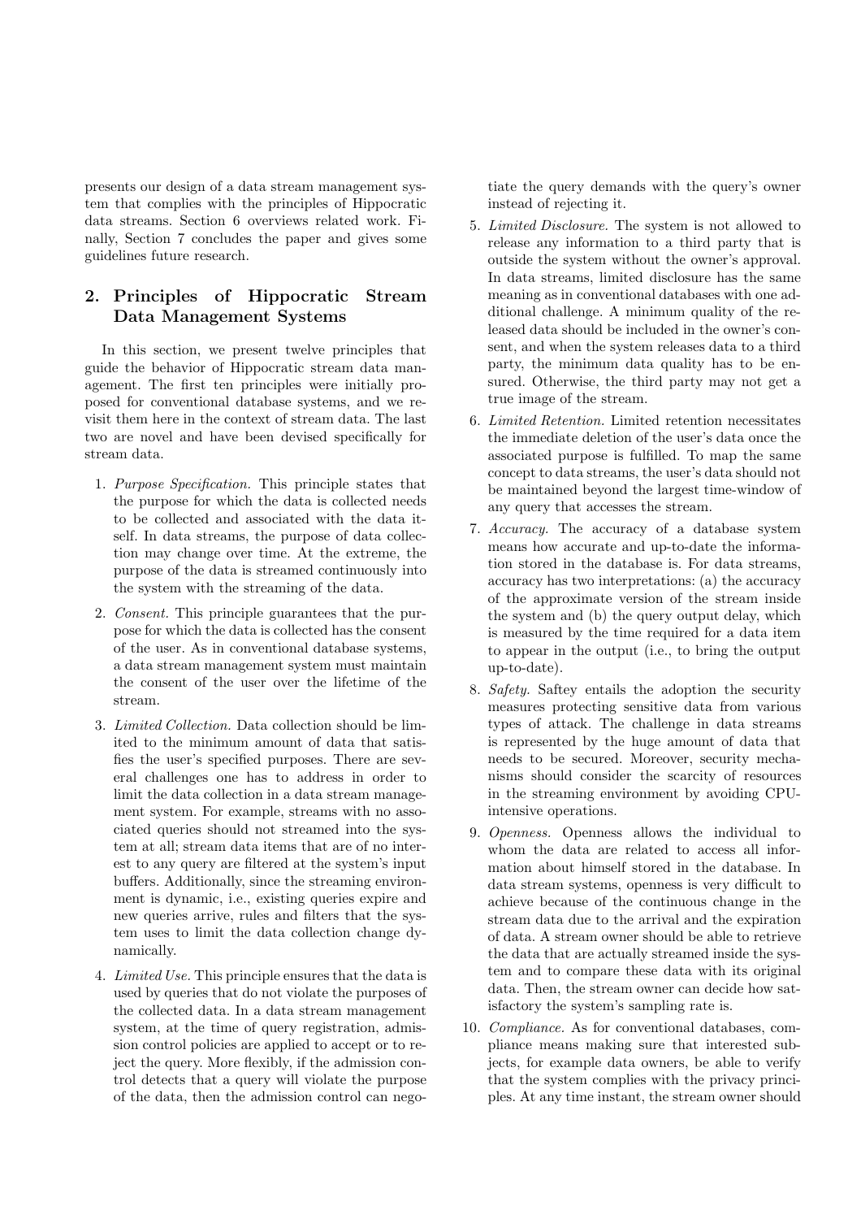presents our design of a data stream management system that complies with the principles of Hippocratic data streams. Section 6 overviews related work. Finally, Section 7 concludes the paper and gives some guidelines future research.

## 2. Principles of Hippocratic Stream Data Management Systems

In this section, we present twelve principles that guide the behavior of Hippocratic stream data management. The first ten principles were initially proposed for conventional database systems, and we revisit them here in the context of stream data. The last two are novel and have been devised specifically for stream data.

1. *Purpose Specification.* This principle states that the purpose for which the data is collected needs to be collected and associated with the data itself. In data streams, the purpose of data collection may change over time. At the extreme, the purpose of the data is streamed continuously into the system with the streaming of the data.

2. *Consent.* This principle guarantees that the purpose for which the data is collected has the consent of the user. As in conventional database systems, a data stream management system must maintain the consent of the user over the lifetime of the stream.

3. *Limited Collection.* Data collection should be limited to the minimum amount of data that satisfies the user's specified purposes. There are several challenges one has to address in order to limit the data collection in a data stream management system. For example, streams with no associated queries should not streamed into the system at all; stream data items that are of no interest to any query are filtered at the system's input buffers. Additionally, since the streaming environment is dynamic, i.e., existing queries expire and new queries arrive, rules and filters that the system uses to limit the data collection change dynamically.

4. *Limited Use.* This principle ensures that the data is used by queries that do not violate the purposes of the collected data. In a data stream management system, at the time of query registration, admission control policies are applied to accept or to reject the query. More flexibly, if the admission control detects that a query will violate the purpose of the data, then the admission control can negotiate the query demands with the query's owner instead of rejecting it.

5. *Limited Disclosure.* The system is not allowed to release any information to a third party that is outside the system without the owner's approval. In data streams, limited disclosure has the same meaning as in conventional databases with one additional challenge. A minimum quality of the released data should be included in the owner's consent, and when the system releases data to a third party, the minimum data quality has to be ensured. Otherwise, the third party may not get a true image of the stream.

6. *Limited Retention.* Limited retention necessitates the immediate deletion of the user's data once the associated purpose is fulfilled. To map the same concept to data streams, the user's data should not be maintained beyond the largest time-window of any query that accesses the stream.

7. *Accuracy.* The accuracy of a database system means how accurate and up-to-date the information stored in the database is. For data streams, accuracy has two interpretations: (a) the accuracy of the approximate version of the stream inside the system and (b) the query output delay, which is measured by the time required for a data item to appear in the output (i.e., to bring the output up-to-date).

8. *Safety.* Saftey entails the adoption the security measures protecting sensitive data from various types of attack. The challenge in data streams is represented by the huge amount of data that needs to be secured. Moreover, security mechanisms should consider the scarcity of resources in the streaming environment by avoiding CPU-intensive operations.

9. *Openness.* Openness allows the individual to whom the data are related to access all information about himself stored in the database. In data stream systems, openness is very difficult to achieve because of the continuous change in the stream data due to the arrival and the expiration of data. A stream owner should be able to retrieve the data that are actually streamed inside the system and to compare these data with its original data. Then, the stream owner can decide how satisfactory the system's sampling rate is.

10. *Compliance.* As for conventional databases, compliance means making sure that interested subjects, for example data owners, be able to verify that the system complies with the privacy principles. At any time instant, the stream owner should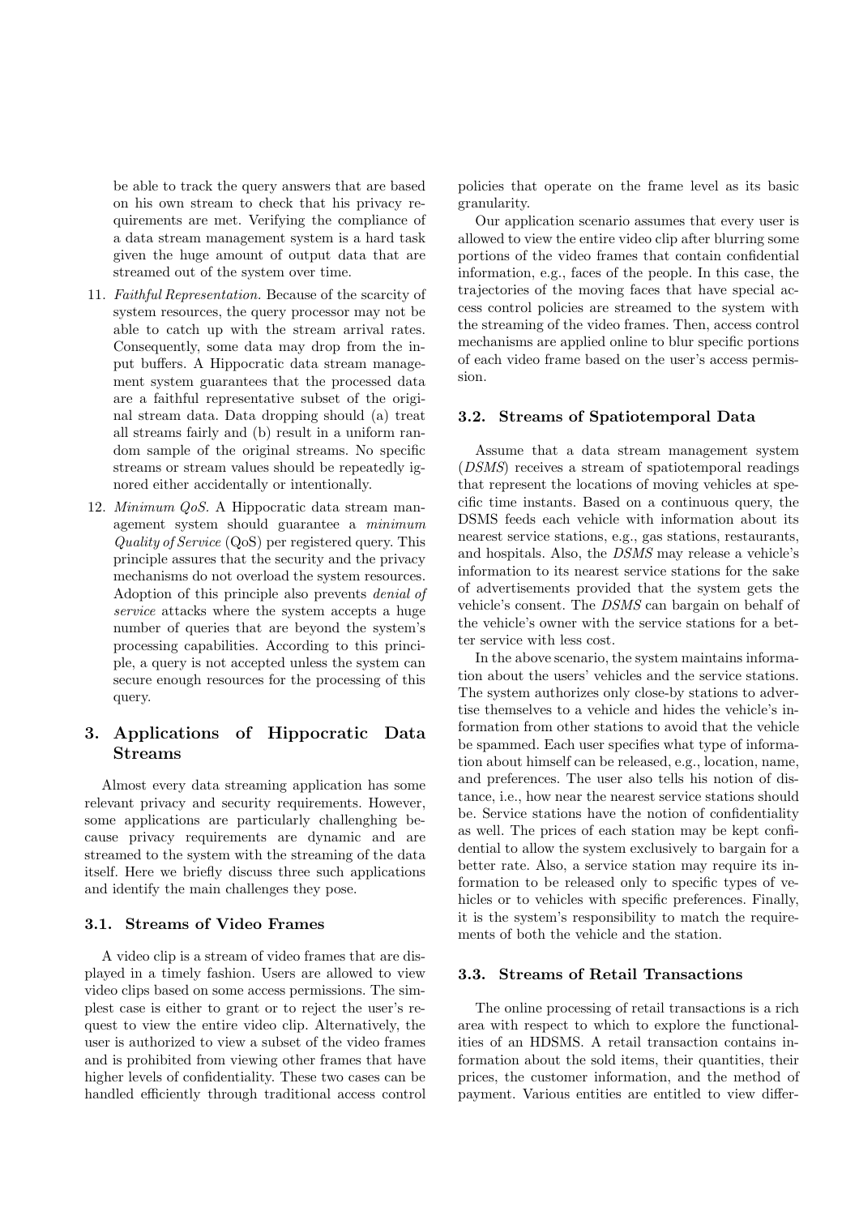be able to track the query answers that are based on his own stream to check that his privacy requirements are met. Verifying the compliance of a data stream management system is a hard task given the huge amount of output data that are streamed out of the system over time.

11. *Faithful Representation.* Because of the scarcity of system resources, the query processor may not be able to catch up with the stream arrival rates. Consequently, some data may drop from the input buffers. A Hippocratic data stream management system guarantees that the processed data are a faithful representative subset of the original stream data. Data dropping should (a) treat all streams fairly and (b) result in a uniform random sample of the original streams. No specific streams or stream values should be repeatedly ignored either accidentally or intentionally.

12. *Minimum QoS.* A Hippocratic data stream management system should guarantee a *minimum Quality of Service* (QoS) per registered query. This principle assures that the security and the privacy mechanisms do not overload the system resources. Adoption of this principle also prevents *denial of service* attacks where the system accepts a huge number of queries that are beyond the system's processing capabilities. According to this principle, a query is not accepted unless the system can secure enough resources for the processing of this query.

## 3. Applications of Hippocratic Data Streams

Almost every data streaming application has some relevant privacy and security requirements. However, some applications are particularly challenghing because privacy requirements are dynamic and are streamed to the system with the streaming of the data itself. Here we briefly discuss three such applications and identify the main challenges they pose.

### 3.1. Streams of Video Frames

A video clip is a stream of video frames that are displayed in a timely fashion. Users are allowed to view video clips based on some access permissions. The simplest case is either to grant or to reject the user's request to view the entire video clip. Alternatively, the user is authorized to view a subset of the video frames and is prohibited from viewing other frames that have higher levels of confidentiality. These two cases can be handled efficiently through traditional access control policies that operate on the frame level as its basic granularity.

Our application scenario assumes that every user is allowed to view the entire video clip after blurring some portions of the video frames that contain confidential information, e.g., faces of the people. In this case, the trajectories of the moving faces that have special access control policies are streamed to the system with the streaming of the video frames. Then, access control mechanisms are applied online to blur specific portions of each video frame based on the user's access permission.

### 3.2. Streams of Spatiotemporal Data

Assume that a data stream management system (*DSMS*) receives a stream of spatiotemporal readings that represent the locations of moving vehicles at specific time instants. Based on a continuous query, the DSMS feeds each vehicle with information about its nearest service stations, e.g., gas stations, restaurants, and hospitals. Also, the *DSMS* may release a vehicle's information to its nearest service stations for the sake of advertisements provided that the system gets the vehicle's consent. The *DSMS* can bargain on behalf of the vehicle's owner with the service stations for a better service with less cost.

In the above scenario, the system maintains information about the users' vehicles and the service stations. The system authorizes only close-by stations to advertise themselves to a vehicle and hides the vehicle's information from other stations to avoid that the vehicle be spammed. Each user specifies what type of information about himself can be released, e.g., location, name, and preferences. The user also tells his notion of distance, i.e., how near the nearest service stations should be. Service stations have the notion of confidentiality as well. The prices of each station may be kept confidential to allow the system exclusively to bargain for a better rate. Also, a service station may require its information to be released only to specific types of vehicles or to vehicles with specific preferences. Finally, it is the system's responsibility to match the requirements of both the vehicle and the station.

### 3.3. Streams of Retail Transactions

The online processing of retail transactions is a rich area with respect to which to explore the functionalities of an HDSMS. A retail transaction contains information about the sold items, their quantities, their prices, the customer information, and the method of payment. Various entities are entitled to view differ-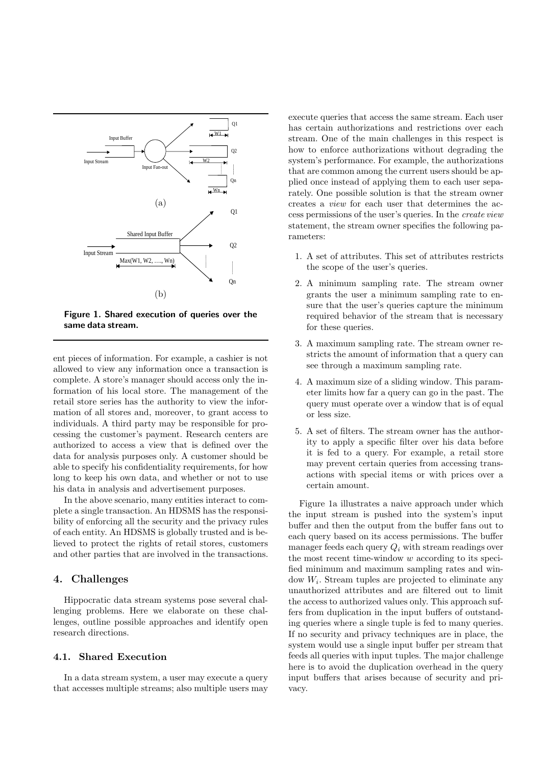Figure 1. Shared execution of queries over the same data stream.

ent pieces of information. For example, a cashier is not allowed to view any information once a transaction is complete. A store's manager should access only the information of his local store. The management of the retail store series has the authority to view the information of all stores and, moreover, to grant access to individuals. A third party may be responsible for processing the customer's payment. Research centers are authorized to access a view that is defined over the data for analysis purposes only. A customer should be able to specify his confidentiality requirements, for how long to keep his own data, and whether or not to use his data in analysis and advertisement purposes.

In the above scenario, many entities interact to complete a single transaction. An HDSMS has the responsibility of enforcing all the security and the privacy rules of each entity. An HDSMS is globally trusted and is believed to protect the rights of retail stores, customers and other parties that are involved in the transactions.

## 4. Challenges

Hippocratic data stream systems pose several challenging problems. Here we elaborate on these challenges, outline possible approaches and identify open research directions.

### 4.1. Shared Execution

In a data stream system, a user may execute a query that accesses multiple streams; also multiple users may execute queries that access the same stream. Each user has certain authorizations and restrictions over each stream. One of the main challenges in this respect is how to enforce authorizations without degrading the system's performance. For example, the authorizations that are common among the current users should be applied once instead of applying them to each user separately. One possible solution is that the stream owner creates a *view* for each user that determines the access permissions of the user's queries. In the *create view* statement, the stream owner specifies the following parameters:

1. A set of attributes. This set of attributes restricts the scope of the user's queries.
2. A minimum sampling rate. The stream owner grants the user a minimum sampling rate to ensure that the user's queries capture the minimum required behavior of the stream that is necessary for these queries.
3. A maximum sampling rate. The stream owner restricts the amount of information that a query can see through a maximum sampling rate.
4. A maximum size of a sliding window. This parameter limits how far a query can go in the past. The query must operate over a window that is of equal or less size.
5. A set of filters. The stream owner has the authority to apply a specific filter over his data before it is fed to a query. For example, a retail store may prevent certain queries from accessing transactions with special items or with prices over a certain amount.

Figure 1a illustrates a naive approach under which the input stream is pushed into the system's input buffer and then the output from the buffer fans out to each query based on its access permissions. The buffer manager feeds each query $Q_i$ with stream readings over the most recent time-window $w$ according to its specified minimum and maximum sampling rates and window $W_i$. Stream tuples are projected to eliminate any unauthorized attributes and are filtered out to limit the access to authorized values only. This approach suffers from duplication in the input buffers of outstanding queries where a single tuple is fed to many queries. If no security and privacy techniques are in place, the system would use a single input buffer per stream that feeds all queries with input tuples. The major challenge here is to avoid the duplication overhead in the query input buffers that arises because of security and privacy.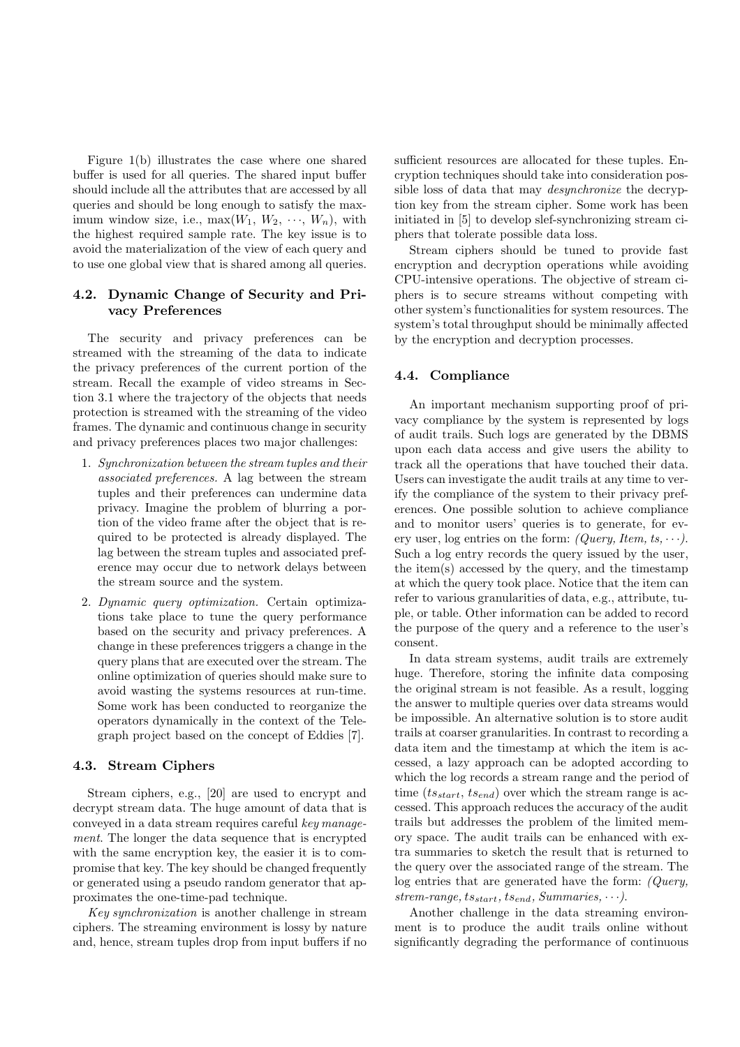Figure 1(b) illustrates the case where one shared buffer is used for all queries. The shared input buffer should include all the attributes that are accessed by all queries and should be long enough to satisfy the maximum window size, i.e., $\max(W_1, W_2, \cdots, W_n)$, with the highest required sample rate. The key issue is to avoid the materialization of the view of each query and to use one global view that is shared among all queries.

### 4.2. Dynamic Change of Security and Privacy Preferences

The security and privacy preferences can be streamed with the streaming of the data to indicate the privacy preferences of the current portion of the stream. Recall the example of video streams in Section 3.1 where the trajectory of the objects that needs protection is streamed with the streaming of the video frames. The dynamic and continuous change in security and privacy preferences places two major challenges:

1. *Synchronization between the stream tuples and their associated preferences.* A lag between the stream tuples and their preferences can undermine data privacy. Imagine the problem of blurring a portion of the video frame after the object that is required to be protected is already displayed. The lag between the stream tuples and associated preference may occur due to network delays between the stream source and the system.
2. *Dynamic query optimization.* Certain optimizations take place to tune the query performance based on the security and privacy preferences. A change in these preferences triggers a change in the query plans that are executed over the stream. The online optimization of queries should make sure to avoid wasting the systems resources at run-time. Some work has been conducted to reorganize the operators dynamically in the context of the Telegraph project based on the concept of Eddies [7].

### 4.3. Stream Ciphers

Stream ciphers, e.g., [20] are used to encrypt and decrypt stream data. The huge amount of data that is conveyed in a data stream requires careful *key management*. The longer the data sequence that is encrypted with the same encryption key, the easier it is to compromise that key. The key should be changed frequently or generated using a pseudo random generator that approximates the one-time-pad technique.

*Key synchronization* is another challenge in stream ciphers. The streaming environment is lossy by nature and, hence, stream tuples drop from input buffers if no sufficient resources are allocated for these tuples. Encryption techniques should take into consideration possible loss of data that may *desynchronize* the decryption key from the stream cipher. Some work has been initiated in [5] to develop slef-synchronizing stream ciphers that tolerate possible data loss.

Stream ciphers should be tuned to provide fast encryption and decryption operations while avoiding CPU-intensive operations. The objective of stream ciphers is to secure streams without competing with other system's functionalities for system resources. The system's total throughput should be minimally affected by the encryption and decryption processes.

### 4.4. Compliance

An important mechanism supporting proof of privacy compliance by the system is represented by logs of audit trails. Such logs are generated by the DBMS upon each data access and give users the ability to track all the operations that have touched their data. Users can investigate the audit trails at any time to verify the compliance of the system to their privacy preferences. One possible solution to achieve compliance and to monitor users' queries is to generate, for every user, log entries on the form: *(Query, Item, ts, $\cdots$)*. Such a log entry records the query issued by the user, the item(s) accessed by the query, and the timestamp at which the query took place. Notice that the item can refer to various granularities of data, e.g., attribute, tuple, or table. Other information can be added to record the purpose of the query and a reference to the user's consent.

In data stream systems, audit trails are extremely huge. Therefore, storing the infinite data composing the original stream is not feasible. As a result, logging the answer to multiple queries over data streams would be impossible. An alternative solution is to store audit trails at coarser granularities. In contrast to recording a data item and the timestamp at which the item is accessed, a lazy approach can be adopted according to which the log records a stream range and the period of time ($ts_{start}$, $ts_{end}$) over which the stream range is accessed. This approach reduces the accuracy of the audit trails but addresses the problem of the limited memory space. The audit trails can be enhanced with extra summaries to sketch the result that is returned to the query over the associated range of the stream. The log entries that are generated have the form: *(Query, strem-range, $ts_{start}$, $ts_{end}$, Summaries, $\cdots$)*.

Another challenge in the data streaming environment is to produce the audit trails online without significantly degrading the performance of continuous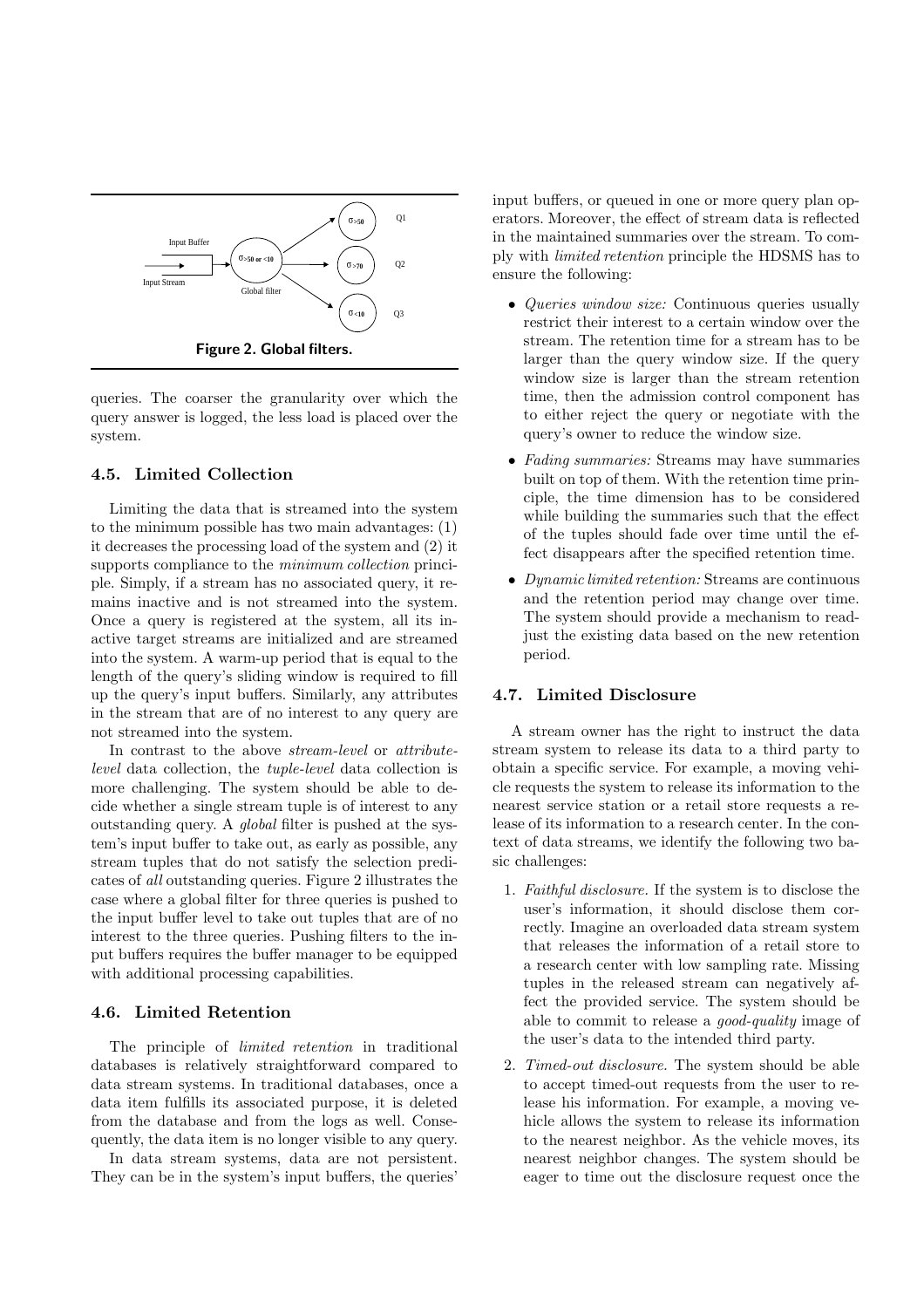Figure 2. Global filters.

queries. The coarser the granularity over which the query answer is logged, the less load is placed over the system.

### 4.5. Limited Collection

Limiting the data that is streamed into the system to the minimum possible has two main advantages: (1) it decreases the processing load of the system and (2) it supports compliance to the *minimum collection* principle. Simply, if a stream has no associated query, it remains inactive and is not streamed into the system. Once a query is registered at the system, all its inactive target streams are initialized and are streamed into the system. A warm-up period that is equal to the length of the query's sliding window is required to fill up the query's input buffers. Similarly, any attributes in the stream that are of no interest to any query are not streamed into the system.

In contrast to the above *stream-level* or *attribute-level* data collection, the *tuple-level* data collection is more challenging. The system should be able to decide whether a single stream tuple is of interest to any outstanding query. A *global* filter is pushed at the system's input buffer to take out, as early as possible, any stream tuples that do not satisfy the selection predicates of *all* outstanding queries. Figure 2 illustrates the case where a global filter for three queries is pushed to the input buffer level to take out tuples that are of no interest to the three queries. Pushing filters to the input buffers requires the buffer manager to be equipped with additional processing capabilities.

### 4.6. Limited Retention

The principle of *limited retention* in traditional databases is relatively straightforward compared to data stream systems. In traditional databases, once a data item fulfills its associated purpose, it is deleted from the database and from the logs as well. Consequently, the data item is no longer visible to any query.

In data stream systems, data are not persistent. They can be in the system's input buffers, the queries' input buffers, or queued in one or more query plan operators. Moreover, the effect of stream data is reflected in the maintained summaries over the stream. To comply with *limited retention* principle the HDSMS has to ensure the following:

- *Queries window size:* Continuous queries usually restrict their interest to a certain window over the stream. The retention time for a stream has to be larger than the query window size. If the query window size is larger than the stream retention time, then the admission control component has to either reject the query or negotiate with the query's owner to reduce the window size.
- *Fading summaries:* Streams may have summaries built on top of them. With the retention time principle, the time dimension has to be considered while building the summaries such that the effect of the tuples should fade over time until the effect disappears after the specified retention time.
- *Dynamic limited retention:* Streams are continuous and the retention period may change over time. The system should provide a mechanism to readjust the existing data based on the new retention period.

### 4.7. Limited Disclosure

A stream owner has the right to instruct the data stream system to release its data to a third party to obtain a specific service. For example, a moving vehicle requests the system to release its information to the nearest service station or a retail store requests a release of its information to a research center. In the context of data streams, we identify the following two basic challenges:

1. *Faithful disclosure.* If the system is to disclose the user's information, it should disclose them correctly. Imagine an overloaded data stream system that releases the information of a retail store to a research center with low sampling rate. Missing tuples in the released stream can negatively affect the provided service. The system should be able to commit to release a *good-quality* image of the user's data to the intended third party.
2. *Timed-out disclosure.* The system should be able to accept timed-out requests from the user to release his information. For example, a moving vehicle allows the system to release its information to the nearest neighbor. As the vehicle moves, its nearest neighbor changes. The system should be eager to time out the disclosure request once the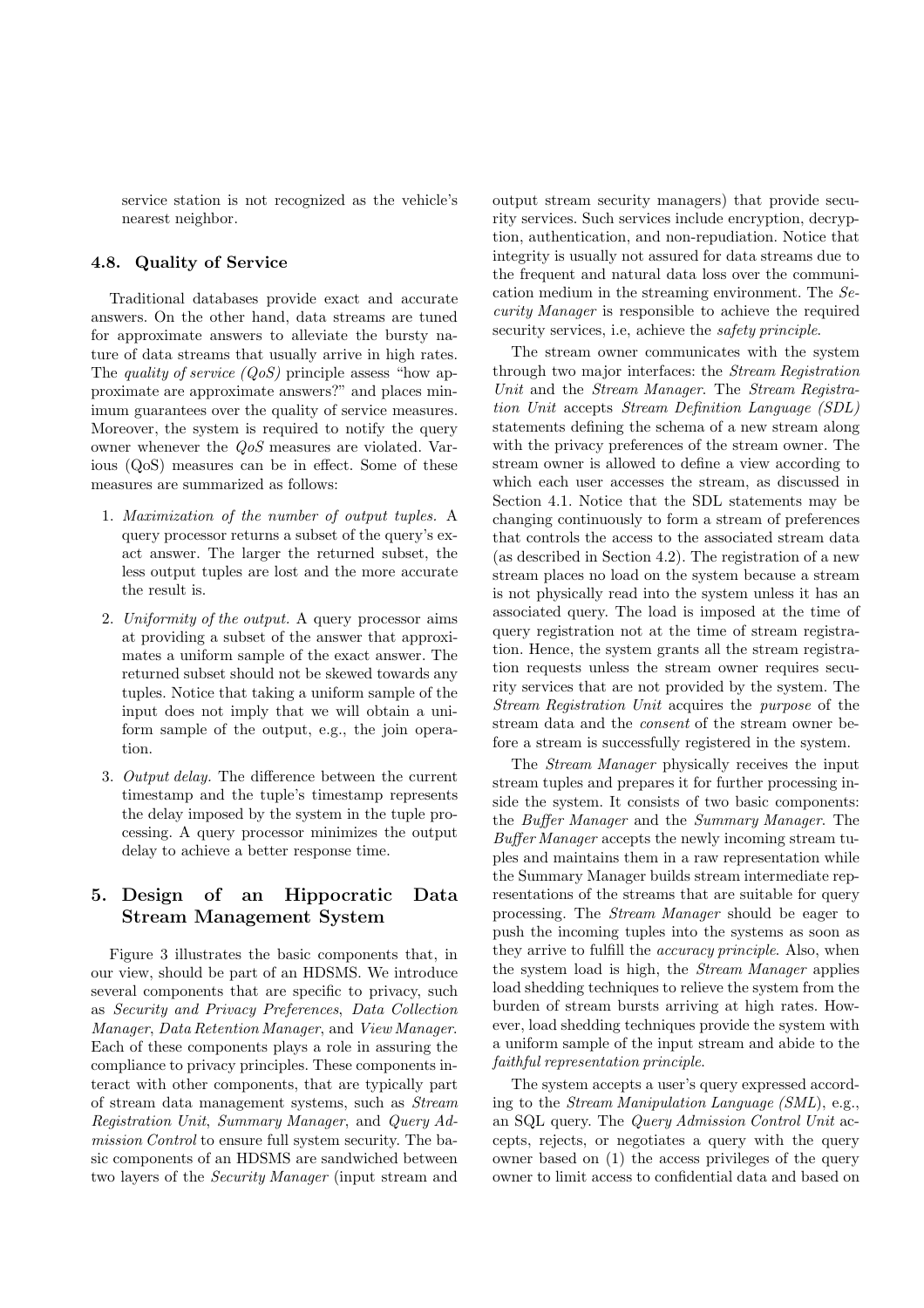service station is not recognized as the vehicle's nearest neighbor.

### 4.8. Quality of Service

Traditional databases provide exact and accurate answers. On the other hand, data streams are tuned for approximate answers to alleviate the bursty nature of data streams that usually arrive in high rates. The *quality of service (QoS)* principle assess "how approximate are approximate answers?" and places minimum guarantees over the quality of service measures. Moreover, the system is required to notify the query owner whenever the *QoS* measures are violated. Various (QoS) measures can be in effect. Some of these measures are summarized as follows:

1. *Maximization of the number of output tuples.* A query processor returns a subset of the query's exact answer. The larger the returned subset, the less output tuples are lost and the more accurate the result is.
2. *Uniformity of the output.* A query processor aims at providing a subset of the answer that approximates a uniform sample of the exact answer. The returned subset should not be skewed towards any tuples. Notice that taking a uniform sample of the input does not imply that we will obtain a uniform sample of the output, e.g., the join operation.
3. *Output delay.* The difference between the current timestamp and the tuple's timestamp represents the delay imposed by the system in the tuple processing. A query processor minimizes the output delay to achieve a better response time.

## 5. Design of an Hippocratic Data Stream Management System

Figure 3 illustrates the basic components that, in our view, should be part of an HDSMS. We introduce several components that are specific to privacy, such as *Security and Privacy Preferences*, *Data Collection Manager*, *Data Retention Manager*, and *View Manager*. Each of these components plays a role in assuring the compliance to privacy principles. These components interact with other components, that are typically part of stream data management systems, such as *Stream Registration Unit*, *Summary Manager*, and *Query Admission Control* to ensure full system security. The basic components of an HDSMS are sandwiched between two layers of the *Security Manager* (input stream and output stream security managers) that provide security services. Such services include encryption, decryption, authentication, and non-repudiation. Notice that integrity is usually not assured for data streams due to the frequent and natural data loss over the communication medium in the streaming environment. The *Security Manager* is responsible to achieve the required security services, i.e, achieve the *safety principle*.

The stream owner communicates with the system through two major interfaces: the *Stream Registration Unit* and the *Stream Manager*. The *Stream Registration Unit* accepts *Stream Definition Language (SDL)* statements defining the schema of a new stream along with the privacy preferences of the stream owner. The stream owner is allowed to define a view according to which each user accesses the stream, as discussed in Section 4.1. Notice that the SDL statements may be changing continuously to form a stream of preferences that controls the access to the associated stream data (as described in Section 4.2). The registration of a new stream places no load on the system because a stream is not physically read into the system unless it has an associated query. The load is imposed at the time of query registration not at the time of stream registration. Hence, the system grants all the stream registration requests unless the stream owner requires security services that are not provided by the system. The *Stream Registration Unit* acquires the *purpose* of the stream data and the *consent* of the stream owner before a stream is successfully registered in the system.

The *Stream Manager* physically receives the input stream tuples and prepares it for further processing inside the system. It consists of two basic components: the *Buffer Manager* and the *Summary Manager*. The *Buffer Manager* accepts the newly incoming stream tuples and maintains them in a raw representation while the Summary Manager builds stream intermediate representations of the streams that are suitable for query processing. The *Stream Manager* should be eager to push the incoming tuples into the systems as soon as they arrive to fulfill the *accuracy principle*. Also, when the system load is high, the *Stream Manager* applies load shedding techniques to relieve the system from the burden of stream bursts arriving at high rates. However, load shedding techniques provide the system with a uniform sample of the input stream and abide to the *faithful representation principle*.

The system accepts a user's query expressed according to the *Stream Manipulation Language (SML)*, e.g., an SQL query. The *Query Admission Control Unit* accepts, rejects, or negotiates a query with the query owner based on (1) the access privileges of the query owner to limit access to confidential data and based on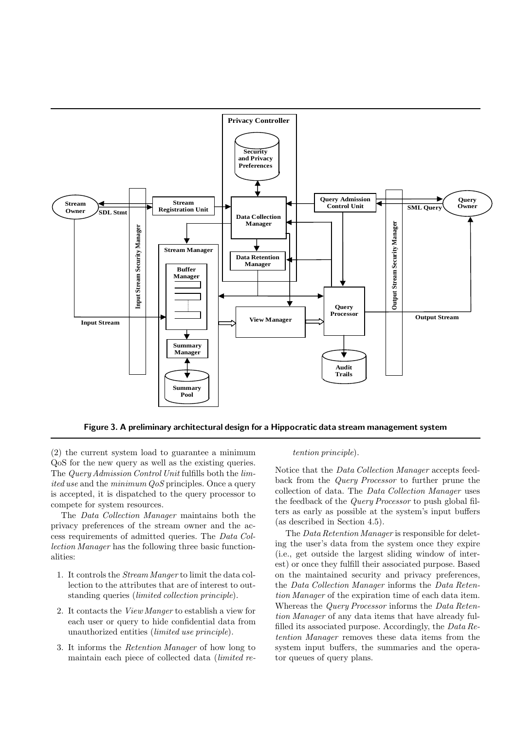Figure 3. A preliminary architectural design for a Hippocratic data stream management system

(2) the current system load to guarantee a minimum QoS for the new query as well as the existing queries. The *Query Admission Control Unit* fulfills both the *limited use* and the *minimum QoS* principles. Once a query is accepted, it is dispatched to the query processor to compete for system resources.

The *Data Collection Manager* maintains both the privacy preferences of the stream owner and the access requirements of admitted queries. The *Data Collection Manager* has the following three basic functionalities:

1. It controls the *Stream Manger* to limit the data collection to the attributes that are of interest to outstanding queries (*limited collection principle*).
2. It contacts the *View Manger* to establish a view for each user or query to hide confidential data from unauthorized entities (*limited use principle*).
3. It informs the *Retention Manager* of how long to maintain each piece of collected data (*limited retention principle*).

Notice that the *Data Collection Manager* accepts feedback from the *Query Processor* to further prune the collection of data. The *Data Collection Manager* uses the feedback of the *Query Processor* to push global filters as early as possible at the system's input buffers (as described in Section 4.5).

The *Data Retention Manager* is responsible for deleting the user's data from the system once they expire (i.e., get outside the largest sliding window of interest) or once they fulfill their associated purpose. Based on the maintained security and privacy preferences, the *Data Collection Manager* informs the *Data Retention Manager* of the expiration time of each data item. Whereas the *Query Processor* informs the *Data Retention Manager* of any data items that have already fulfilled its associated purpose. Accordingly, the *Data Retention Manager* removes these data items from the system input buffers, the summaries and the operator queues of query plans.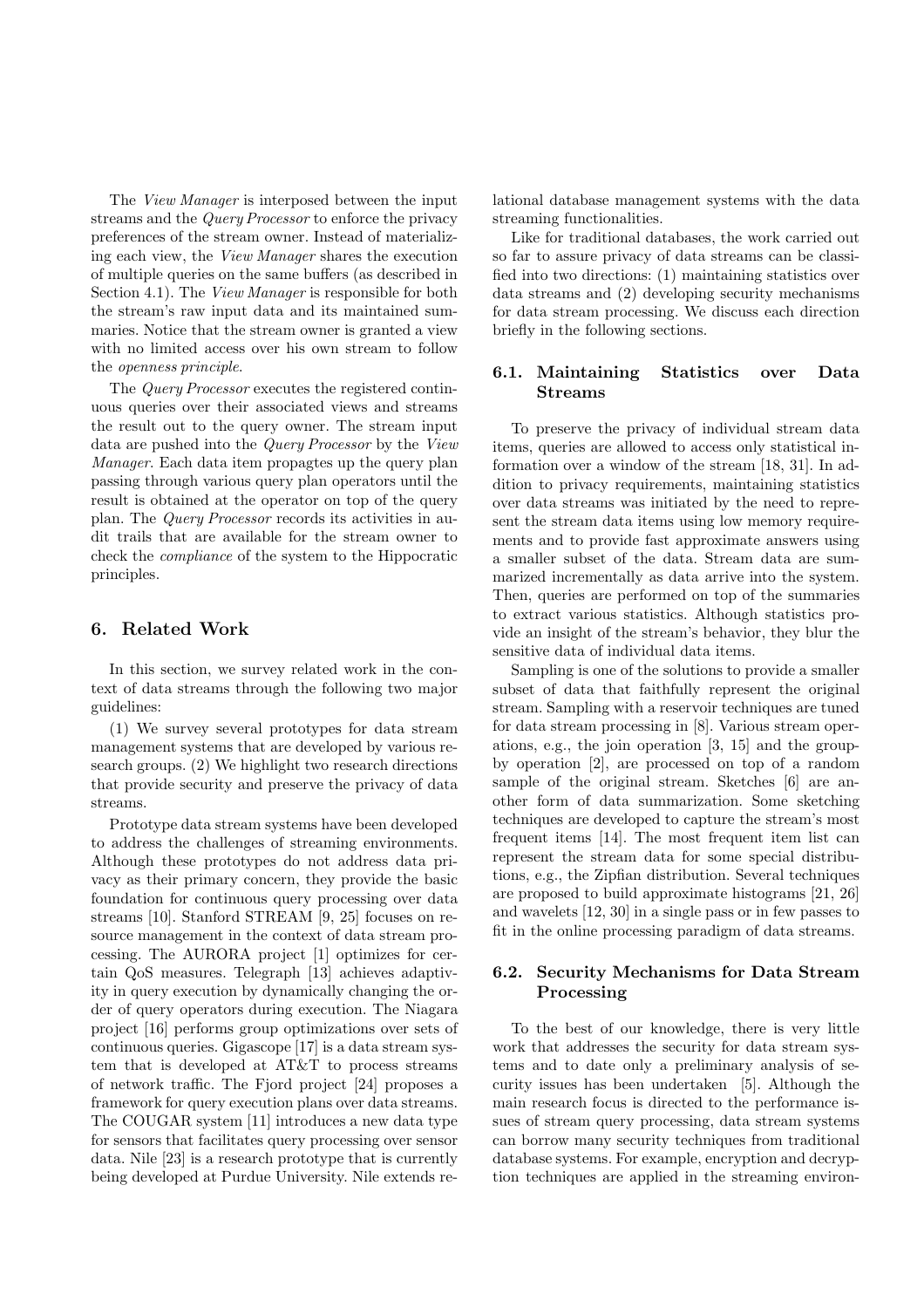The *View Manager* is interposed between the input streams and the *Query Processor* to enforce the privacy preferences of the stream owner. Instead of materializing each view, the *View Manager* shares the execution of multiple queries on the same buffers (as described in Section 4.1). The *View Manager* is responsible for both the stream's raw input data and its maintained summaries. Notice that the stream owner is granted a view with no limited access over his own stream to follow the *openness principle*.

The *Query Processor* executes the registered continuous queries over their associated views and streams the result out to the query owner. The stream input data are pushed into the *Query Processor* by the *View Manager*. Each data item propagtes up the query plan passing through various query plan operators until the result is obtained at the operator on top of the query plan. The *Query Processor* records its activities in audit trails that are available for the stream owner to check the *compliance* of the system to the Hippocratic principles.

## 6. Related Work

In this section, we survey related work in the context of data streams through the following two major guidelines:

(1) We survey several prototypes for data stream management systems that are developed by various research groups. (2) We highlight two research directions that provide security and preserve the privacy of data streams.

Prototype data stream systems have been developed to address the challenges of streaming environments. Although these prototypes do not address data privacy as their primary concern, they provide the basic foundation for continuous query processing over data streams [10]. Stanford STREAM [9, 25] focuses on resource management in the context of data stream processing. The AURORA project [1] optimizes for certain QoS measures. Telegraph [13] achieves adaptivity in query execution by dynamically changing the order of query operators during execution. The Niagara project [16] performs group optimizations over sets of continuous queries. Gigascope [17] is a data stream system that is developed at AT&T to process streams of network traffic. The Fjord project [24] proposes a framework for query execution plans over data streams. The COUGAR system [11] introduces a new data type for sensors that facilitates query processing over sensor data. Nile [23] is a research prototype that is currently being developed at Purdue University. Nile extends relational database management systems with the data streaming functionalities.

Like for traditional databases, the work carried out so far to assure privacy of data streams can be classified into two directions: (1) maintaining statistics over data streams and (2) developing security mechanisms for data stream processing. We discuss each direction briefly in the following sections.

### 6.1. Maintaining Statistics over Data Streams

To preserve the privacy of individual stream data items, queries are allowed to access only statistical information over a window of the stream [18, 31]. In addition to privacy requirements, maintaining statistics over data streams was initiated by the need to represent the stream data items using low memory requirements and to provide fast approximate answers using a smaller subset of the data. Stream data are summarized incrementally as data arrive into the system. Then, queries are performed on top of the summaries to extract various statistics. Although statistics provide an insight of the stream's behavior, they blur the sensitive data of individual data items.

Sampling is one of the solutions to provide a smaller subset of data that faithfully represent the original stream. Sampling with a reservoir techniques are tuned for data stream processing in [8]. Various stream operations, e.g., the join operation [3, 15] and the group-by operation [2], are processed on top of a random sample of the original stream. Sketches [6] are another form of data summarization. Some sketching techniques are developed to capture the stream's most frequent items [14]. The most frequent item list can represent the stream data for some special distributions, e.g., the Zipfian distribution. Several techniques are proposed to build approximate histograms [21, 26] and wavelets [12, 30] in a single pass or in few passes to fit in the online processing paradigm of data streams.

### 6.2. Security Mechanisms for Data Stream Processing

To the best of our knowledge, there is very little work that addresses the security for data stream systems and to date only a preliminary analysis of security issues has been undertaken [5]. Although the main research focus is directed to the performance issues of stream query processing, data stream systems can borrow many security techniques from traditional database systems. For example, encryption and decryption techniques are applied in the streaming environ-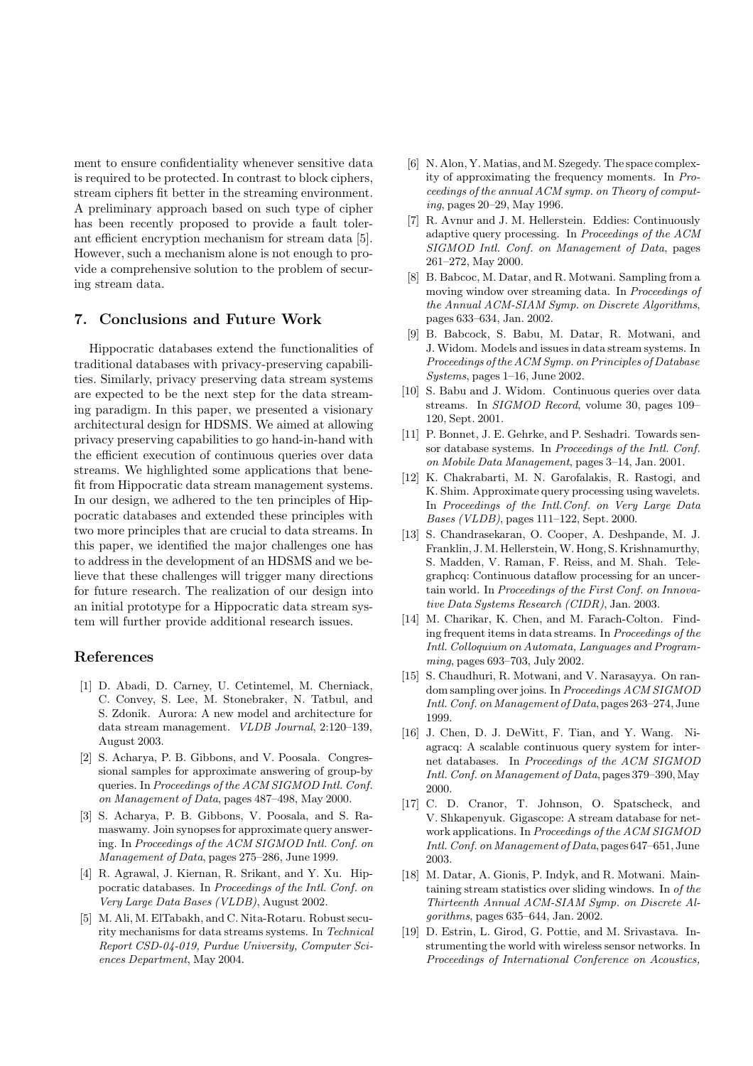ment to ensure confidentiality whenever sensitive data is required to be protected. In contrast to block ciphers, stream ciphers fit better in the streaming environment. A preliminary approach based on such type of cipher has been recently proposed to provide a fault tolerant efficient encryption mechanism for stream data [5]. However, such a mechanism alone is not enough to provide a comprehensive solution to the problem of securing stream data.

## 7. Conclusions and Future Work

Hippocratic databases extend the functionalities of traditional databases with privacy-preserving capabilities. Similarly, privacy preserving data stream systems are expected to be the next step for the data streaming paradigm. In this paper, we presented a visionary architectural design for HDSMS. We aimed at allowing privacy preserving capabilities to go hand-in-hand with the efficient execution of continuous queries over data streams. We highlighted some applications that benefit from Hippocratic data stream management systems. In our design, we adhered to the ten principles of Hippocratic databases and extended these principles with two more principles that are crucial to data streams. In this paper, we identified the major challenges one has to address in the development of an HDSMS and we believe that these challenges will trigger many directions for future research. The realization of our design into an initial prototype for a Hippocratic data stream system will further provide additional research issues.

## References

[1] D. Abadi, D. Carney, U. Cetintemel, M. Cherniack, C. Convey, S. Lee, M. Stonebraker, N. Tatbul, and S. Zdonik. Aurora: A new model and architecture for data stream management. *VLDB Journal*, 2:120–139, August 2003.

[2] S. Acharya, P. B. Gibbons, and V. Poosala. Congressional samples for approximate answering of group-by queries. In *Proceedings of the ACM SIGMOD Intl. Conf. on Management of Data*, pages 487–498, May 2000.

[3] S. Acharya, P. B. Gibbons, V. Poosala, and S. Ramaswamy. Join synopses for approximate query answering. In *Proceedings of the ACM SIGMOD Intl. Conf. on Management of Data*, pages 275–286, June 1999.

[4] R. Agrawal, J. Kiernan, R. Srikant, and Y. Xu. Hippocratic databases. In *Proceedings of the Intl. Conf. on Very Large Data Bases (VLDB)*, August 2002.

[5] M. Ali, M. ElTabakh, and C. Nita-Rotaru. Robust security mechanisms for data streams systems. In *Technical Report CSD-04-019, Purdue University, Computer Sciences Department*, May 2004.

[6] N. Alon, Y. Matias, and M. Szegedy. The space complexity of approximating the frequency moments. In *Proceedings of the annual ACM symp. on Theory of computing*, pages 20–29, May 1996.

[7] R. Avnur and J. M. Hellerstein. Eddies: Continuously adaptive query processing. In *Proceedings of the ACM SIGMOD Intl. Conf. on Management of Data*, pages 261–272, May 2000.

[8] B. Babcoc, M. Datar, and R. Motwani. Sampling from a moving window over streaming data. In *Proceedings of the Annual ACM-SIAM Symp. on Discrete Algorithms*, pages 633–634, Jan. 2002.

[9] B. Babcock, S. Babu, M. Datar, R. Motwani, and J. Widom. Models and issues in data stream systems. In *Proceedings of the ACM Symp. on Principles of Database Systems*, pages 1–16, June 2002.

[10] S. Babu and J. Widom. Continuous queries over data streams. In *SIGMOD Record*, volume 30, pages 109–120, Sept. 2001.

[11] P. Bonnet, J. E. Gehrke, and P. Seshadri. Towards sensor database systems. In *Proceedings of the Intl. Conf. on Mobile Data Management*, pages 3–14, Jan. 2001.

[12] K. Chakrabarti, M. N. Garofalakis, R. Rastogi, and K. Shim. Approximate query processing using wavelets. In *Proceedings of the Intl.Conf. on Very Large Data Bases (VLDB)*, pages 111–122, Sept. 2000.

[13] S. Chandrasekaran, O. Cooper, A. Deshpande, M. J. Franklin, J. M. Hellerstein, W. Hong, S. Krishnamurthy, S. Madden, V. Raman, F. Reiss, and M. Shah. Telegraphcq: Continuous dataflow processing for an uncertain world. In *Proceedings of the First Conf. on Innovative Data Systems Research (CIDR)*, Jan. 2003.

[14] M. Charikar, K. Chen, and M. Farach-Colton. Finding frequent items in data streams. In *Proceedings of the Intl. Colloquium on Automata, Languages and Programming*, pages 693–703, July 2002.

[15] S. Chaudhuri, R. Motwani, and V. Narasayya. On random sampling over joins. In *Proceedings ACM SIGMOD Intl. Conf. on Management of Data*, pages 263–274, June 1999.

[16] J. Chen, D. J. DeWitt, F. Tian, and Y. Wang. Niagracq: A scalable continuous query system for internet databases. In *Proceedings of the ACM SIGMOD Intl. Conf. on Management of Data*, pages 379–390, May 2000.

[17] C. D. Cranor, T. Johnson, O. Spatscheck, and V. Shkapenyuk. Gigascope: A stream database for network applications. In *Proceedings of the ACM SIGMOD Intl. Conf. on Management of Data*, pages 647–651, June 2003.

[18] M. Datar, A. Gionis, P. Indyk, and R. Motwani. Maintaining stream statistics over sliding windows. In *of the Thirteenth Annual ACM-SIAM Symp. on Discrete Algorithms*, pages 635–644, Jan. 2002.

[19] D. Estrin, L. Girod, G. Pottie, and M. Srivastava. Instrumenting the world with wireless sensor networks. In *Proceedings of International Conference on Acoustics,*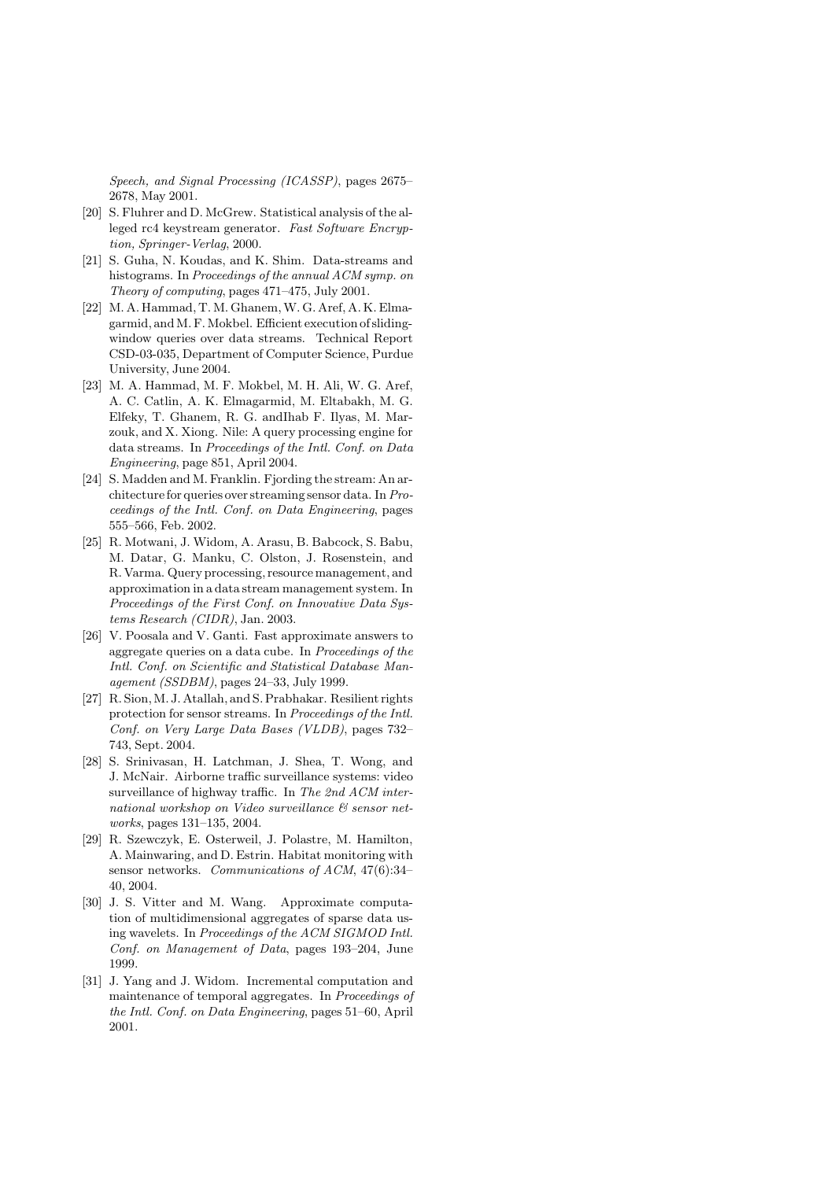*Speech, and Signal Processing (ICASSP)*, pages 2675–2678, May 2001.

[20] S. Fluhrer and D. McGrew. Statistical analysis of the alleged rc4 keystream generator. *Fast Software Encryption, Springer-Verlag*, 2000.

[21] S. Guha, N. Koudas, and K. Shim. Data-streams and histograms. In *Proceedings of the annual ACM symp. on Theory of computing*, pages 471–475, July 2001.

[22] M. A. Hammad, T. M. Ghanem, W. G. Aref, A. K. Elmagarmid, and M. F. Mokbel. Efficient execution of sliding-window queries over data streams. Technical Report CSD-03-035, Department of Computer Science, Purdue University, June 2004.

[23] M. A. Hammad, M. F. Mokbel, M. H. Ali, W. G. Aref, A. C. Catlin, A. K. Elmagarmid, M. Eltabakh, M. G. Elfeky, T. Ghanem, R. G. andIhab F. Ilyas, M. Marzouk, and X. Xiong. Nile: A query processing engine for data streams. In *Proceedings of the Intl. Conf. on Data Engineering*, page 851, April 2004.

[24] S. Madden and M. Franklin. Fjording the stream: An architecture for queries over streaming sensor data. In *Proceedings of the Intl. Conf. on Data Engineering*, pages 555–566, Feb. 2002.

[25] R. Motwani, J. Widom, A. Arasu, B. Babcock, S. Babu, M. Datar, G. Manku, C. Olston, J. Rosenstein, and R. Varma. Query processing, resource management, and approximation in a data stream management system. In *Proceedings of the First Conf. on Innovative Data Systems Research (CIDR)*, Jan. 2003.

[26] V. Poosala and V. Ganti. Fast approximate answers to aggregate queries on a data cube. In *Proceedings of the Intl. Conf. on Scientific and Statistical Database Management (SSDBM)*, pages 24–33, July 1999.

[27] R. Sion, M. J. Atallah, and S. Prabhakar. Resilient rights protection for sensor streams. In *Proceedings of the Intl. Conf. on Very Large Data Bases (VLDB)*, pages 732–743, Sept. 2004.

[28] S. Srinivasan, H. Latchman, J. Shea, T. Wong, and J. McNair. Airborne traffic surveillance systems: video surveillance of highway traffic. In *The 2nd ACM international workshop on Video surveillance & sensor networks*, pages 131–135, 2004.

[29] R. Szewczyk, E. Osterweil, J. Polastre, M. Hamilton, A. Mainwaring, and D. Estrin. Habitat monitoring with sensor networks. *Communications of ACM*, 47(6):34–40, 2004.

[30] J. S. Vitter and M. Wang. Approximate computation of multidimensional aggregates of sparse data using wavelets. In *Proceedings of the ACM SIGMOD Intl. Conf. on Management of Data*, pages 193–204, June 1999.

[31] J. Yang and J. Widom. Incremental computation and maintenance of temporal aggregates. In *Proceedings of the Intl. Conf. on Data Engineering*, pages 51–60, April 2001.